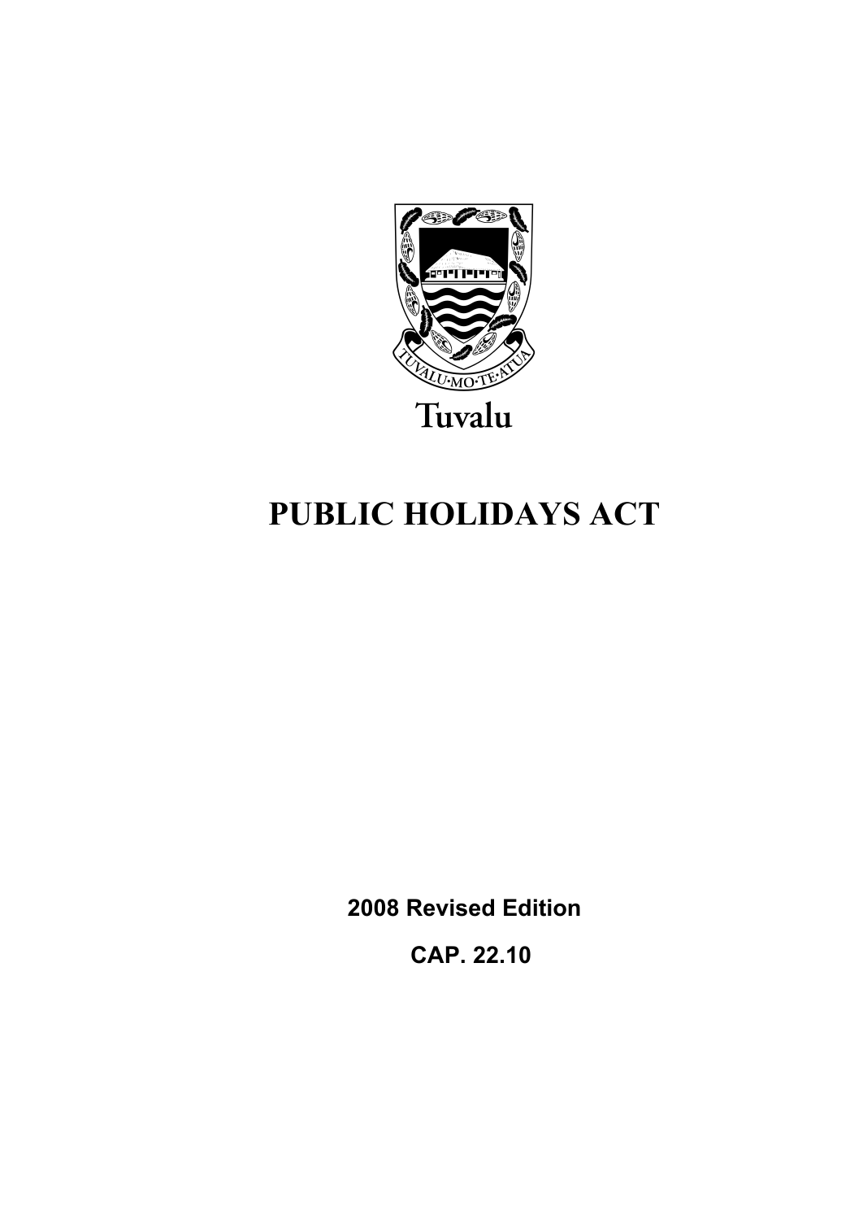TUVALU·MO·TE·ATUA

Tuvalu

# PUBLIC HOLIDAYS ACT

**2008 Revised Edition**

**CAP. 22.10**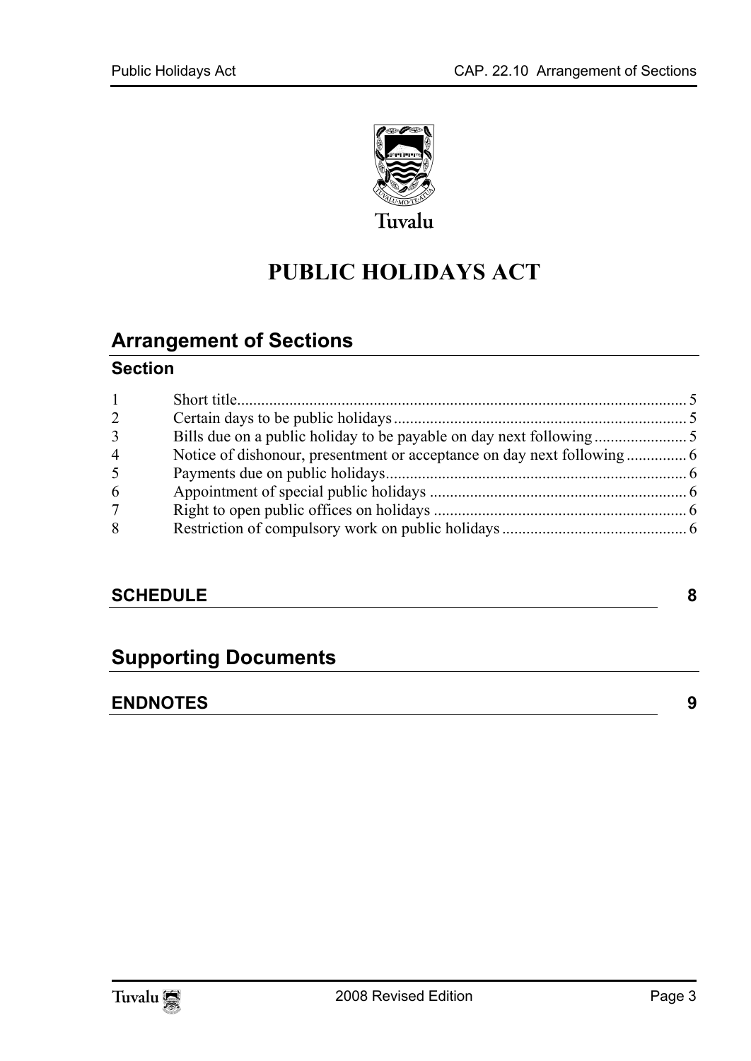Tuvalu

# PUBLIC HOLIDAYS ACT

## Arrangement of Sections

### Section

| | | |
|---|---|---|
| 1 | Short title | 5 |
| 2 | Certain days to be public holidays | 5 |
| 3 | Bills due on a public holiday to be payable on day next following | 5 |
| 4 | Notice of dishonour, presentment or acceptance on day next following | 6 |
| 5 | Payments due on public holidays | 6 |
| 6 | Appointment of special public holidays | 6 |
| 7 | Right to open public offices on holidays | 6 |
| 8 | Restriction of compulsory work on public holidays | 6 |

### SCHEDULE 8

## Supporting Documents

### ENDNOTES 9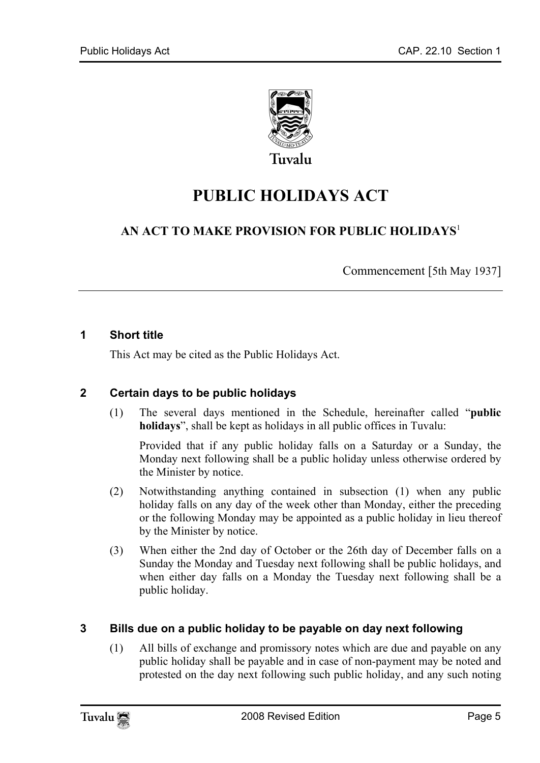Tuvalu

# PUBLIC HOLIDAYS ACT

## AN ACT TO MAKE PROVISION FOR PUBLIC HOLIDAYS[1]

Commencement [5th May 1937]

### 1 Short title

This Act may be cited as the Public Holidays Act.

### 2 Certain days to be public holidays

(1) The several days mentioned in the Schedule, hereinafter called "**public holidays**", shall be kept as holidays in all public offices in Tuvalu:

Provided that if any public holiday falls on a Saturday or a Sunday, the Monday next following shall be a public holiday unless otherwise ordered by the Minister by notice.

(2) Notwithstanding anything contained in subsection (1) when any public holiday falls on any day of the week other than Monday, either the preceding or the following Monday may be appointed as a public holiday in lieu thereof by the Minister by notice.

(3) When either the 2nd day of October or the 26th day of December falls on a Sunday the Monday and Tuesday next following shall be public holidays, and when either day falls on a Monday the Tuesday next following shall be a public holiday.

### 3 Bills due on a public holiday to be payable on day next following

(1) All bills of exchange and promissory notes which are due and payable on any public holiday shall be payable and in case of non-payment may be noted and protested on the day next following such public holiday, and any such noting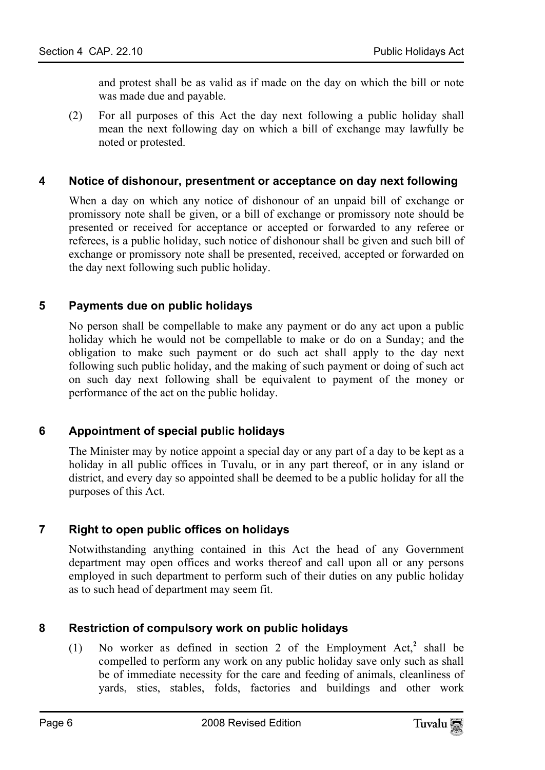and protest shall be as valid as if made on the day on which the bill or note was made due and payable.

(2) For all purposes of this Act the day next following a public holiday shall mean the next following day on which a bill of exchange may lawfully be noted or protested.

## 4 Notice of dishonour, presentment or acceptance on day next following

When a day on which any notice of dishonour of an unpaid bill of exchange or promissory note shall be given, or a bill of exchange or promissory note should be presented or received for acceptance or accepted or forwarded to any referee or referees, is a public holiday, such notice of dishonour shall be given and such bill of exchange or promissory note shall be presented, received, accepted or forwarded on the day next following such public holiday.

## 5 Payments due on public holidays

No person shall be compellable to make any payment or do any act upon a public holiday which he would not be compellable to make or do on a Sunday; and the obligation to make such payment or do such act shall apply to the day next following such public holiday, and the making of such payment or doing of such act on such day next following shall be equivalent to payment of the money or performance of the act on the public holiday.

## 6 Appointment of special public holidays

The Minister may by notice appoint a special day or any part of a day to be kept as a holiday in all public offices in Tuvalu, or in any part thereof, or in any island or district, and every day so appointed shall be deemed to be a public holiday for all the purposes of this Act.

## 7 Right to open public offices on holidays

Notwithstanding anything contained in this Act the head of any Government department may open offices and works thereof and call upon all or any persons employed in such department to perform such of their duties on any public holiday as to such head of department may seem fit.

## 8 Restriction of compulsory work on public holidays

(1) No worker as defined in section 2 of the Employment Act,[2] shall be compelled to perform any work on any public holiday save only such as shall be of immediate necessity for the care and feeding of animals, cleanliness of yards, sties, stables, folds, factories and buildings and other work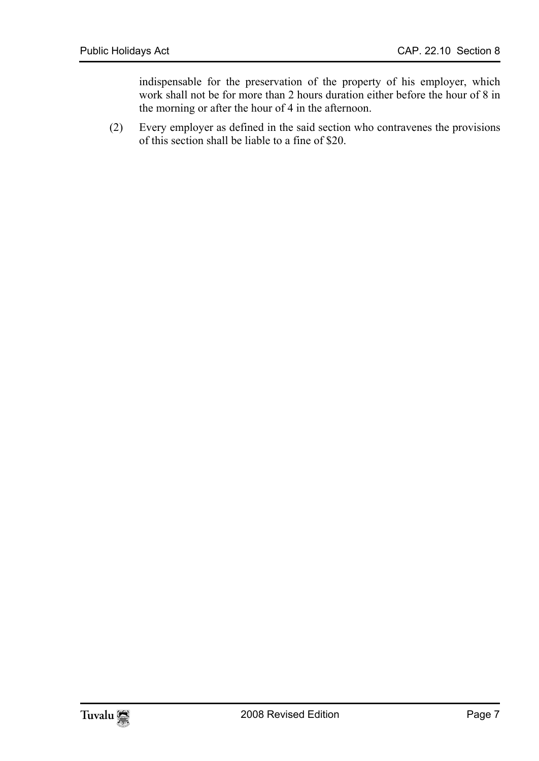indispensable for the preservation of the property of his employer, which work shall not be for more than 2 hours duration either before the hour of 8 in the morning or after the hour of 4 in the afternoon.

(2) Every employer as defined in the said section who contravenes the provisions of this section shall be liable to a fine of $20.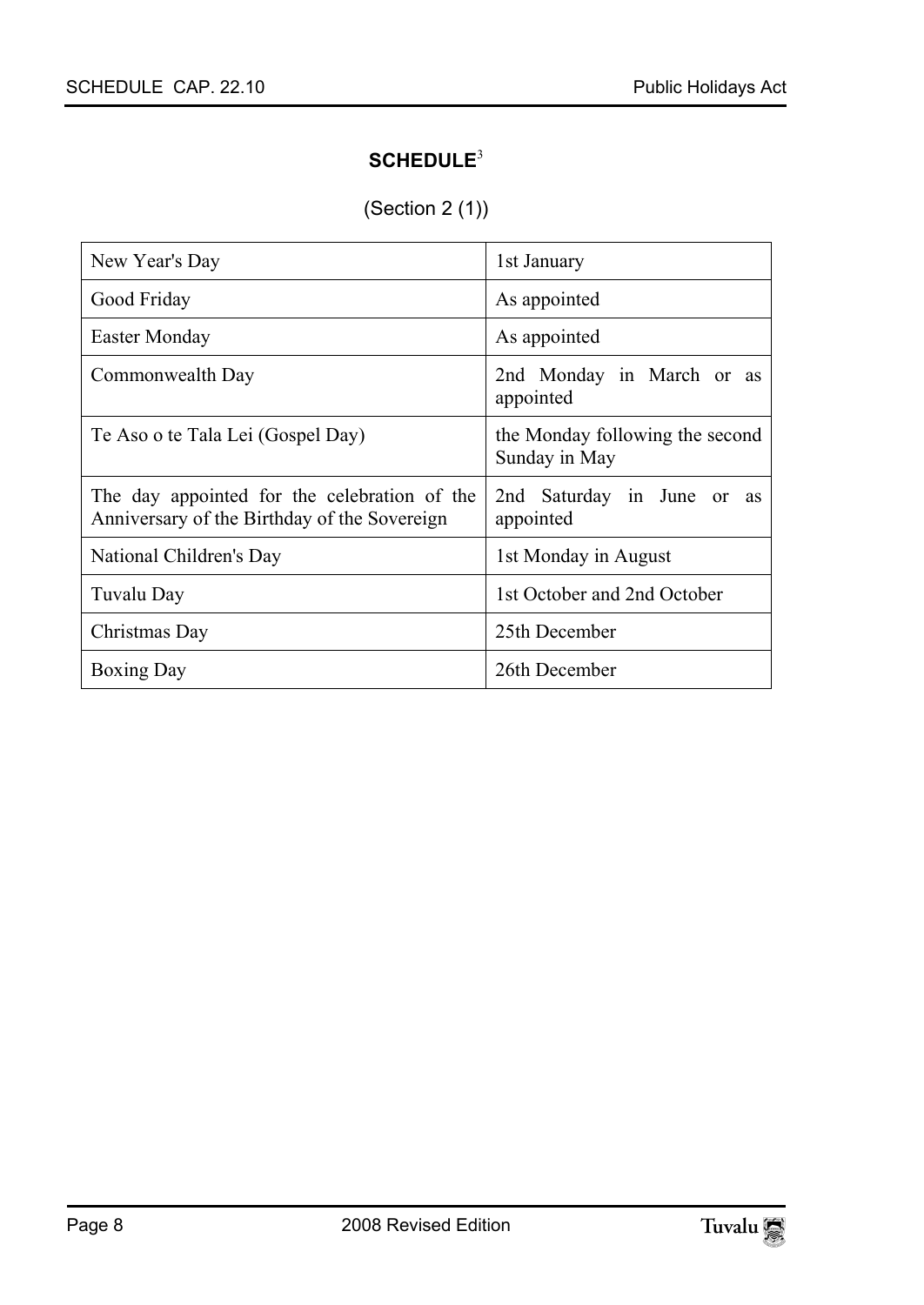## SCHEDULE[3]

(Section 2 (1))

| | |
|---|---|
| New Year's Day | 1st January |
| Good Friday | As appointed |
| Easter Monday | As appointed |
| Commonwealth Day | 2nd Monday in March or as appointed |
| Te Aso o te Tala Lei (Gospel Day) | the Monday following the second Sunday in May |
| The day appointed for the celebration of the Anniversary of the Birthday of the Sovereign | 2nd Saturday in June or as appointed |
| National Children's Day | 1st Monday in August |
| Tuvalu Day | 1st October and 2nd October |
| Christmas Day | 25th December |
| Boxing Day | 26th December |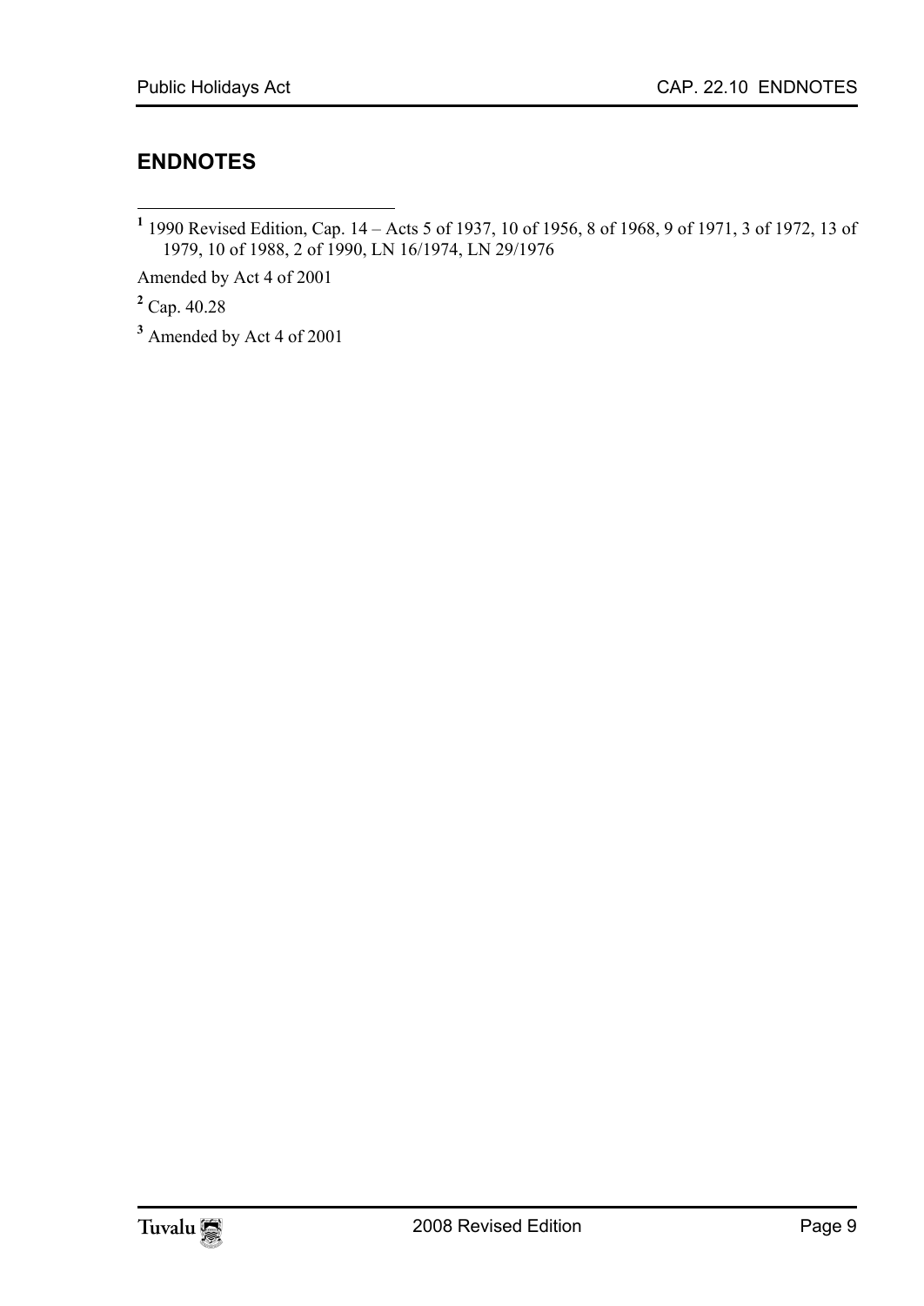## ENDNOTES

[1] 1990 Revised Edition, Cap. 14 – Acts 5 of 1937, 10 of 1956, 8 of 1968, 9 of 1971, 3 of 1972, 13 of 1979, 10 of 1988, 2 of 1990, LN 16/1974, LN 29/1976

Amended by Act 4 of 2001

[2] Cap. 40.28

[3] Amended by Act 4 of 2001